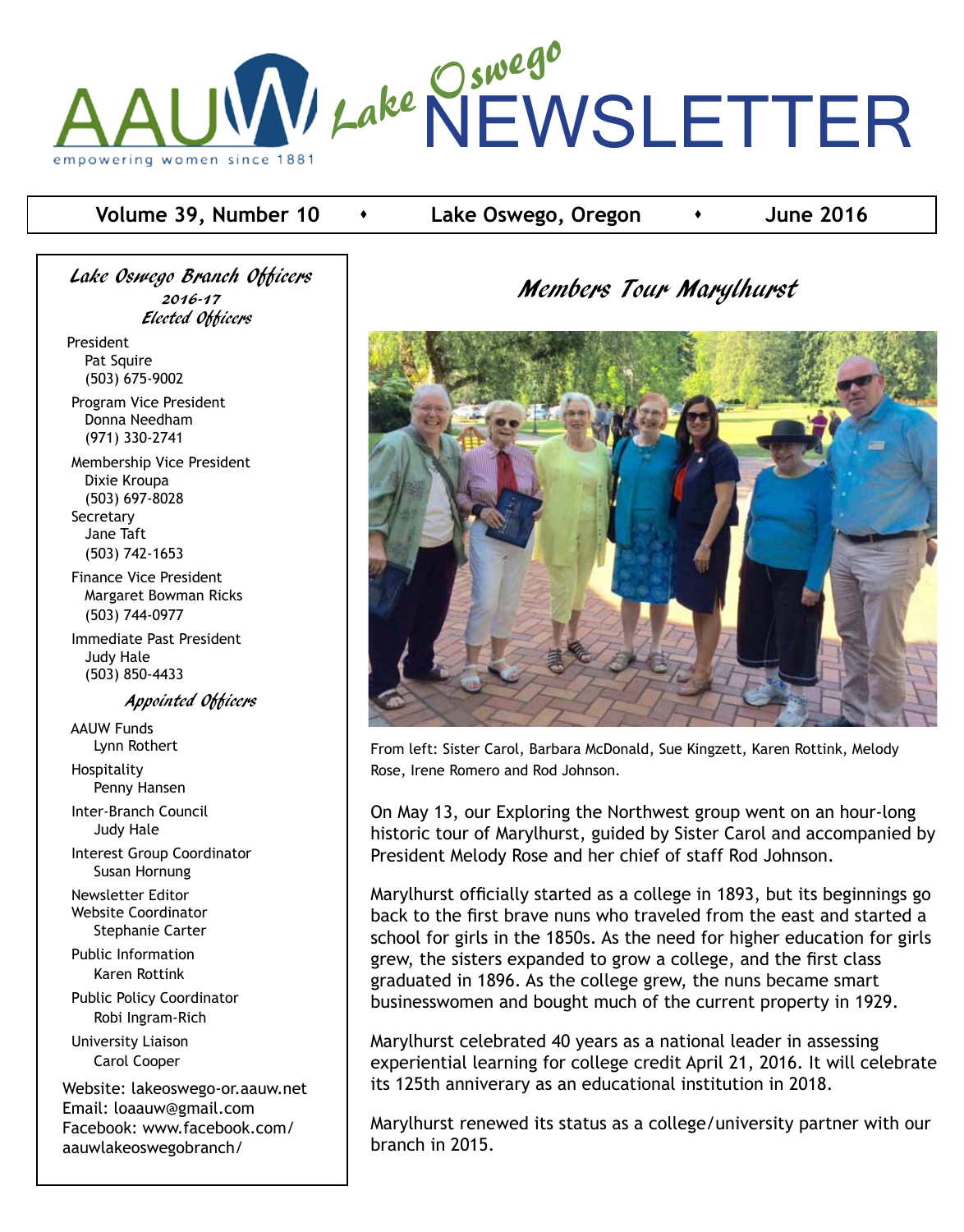# AAUW Lake Oswego NEWSLETTER

empowering women since 1881

**Volume 39, Number 10 • Lake Oswego, Oregon • June 2016**

## *Lake Oswego Branch Officers*

### 2016-17

### *Elected Officers*

President
Pat Squire
(503) 675-9002

Program Vice President
Donna Needham
(971) 330-2741

Membership Vice President
Dixie Kroupa
(503) 697-8028

Secretary
Jane Taft
(503) 742-1653

Finance Vice President
Margaret Bowman Ricks
(503) 744-0977

Immediate Past President
Judy Hale
(503) 850-4433

### *Appointed Officers*

AAUW Funds
Lynn Rothert

Hospitality
Penny Hansen

Inter-Branch Council
Judy Hale

Interest Group Coordinator
Susan Hornung

Newsletter Editor
Website Coordinator
Stephanie Carter

Public Information
Karen Rottink

Public Policy Coordinator
Robi Ingram-Rich

University Liaison
Carol Cooper

Website: lakeoswego-or.aauw.net
Email: loaauw@gmail.com
Facebook: www.facebook.com/aauwlakeoswegobranch/

## *Members Tour Marylhurst*

From left: Sister Carol, Barbara McDonald, Sue Kingzett, Karen Rottink, Melody Rose, Irene Romero and Rod Johnson.

On May 13, our Exploring the Northwest group went on an hour-long historic tour of Marylhurst, guided by Sister Carol and accompanied by President Melody Rose and her chief of staff Rod Johnson.

Marylhurst officially started as a college in 1893, but its beginnings go back to the first brave nuns who traveled from the east and started a school for girls in the 1850s. As the need for higher education for girls grew, the sisters expanded to grow a college, and the first class graduated in 1896. As the college grew, the nuns became smart businesswomen and bought much of the current property in 1929.

Marylhurst celebrated 40 years as a national leader in assessing experiential learning for college credit April 21, 2016. It will celebrate its 125th anniverary as an educational institution in 2018.

Marylhurst renewed its status as a college/university partner with our branch in 2015.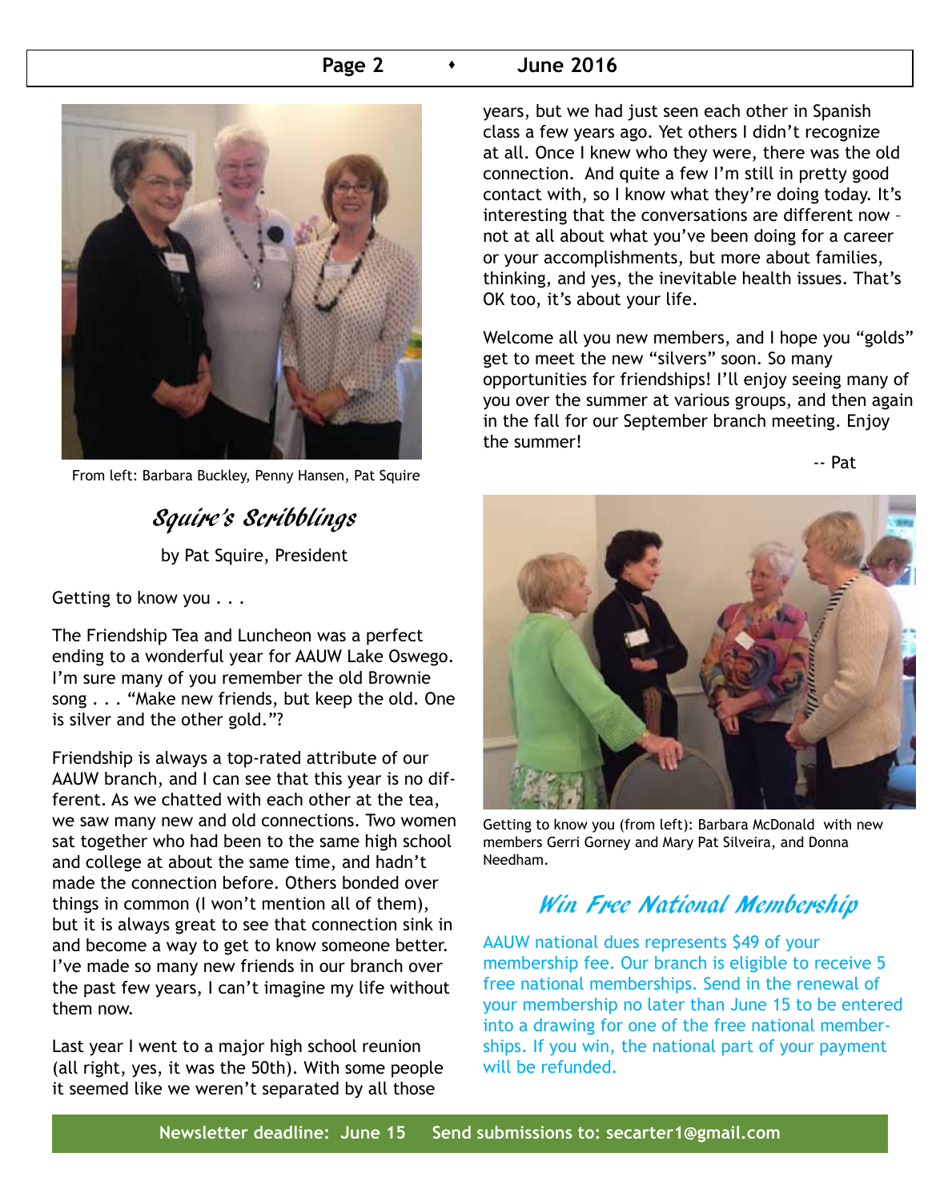From left: Barbara Buckley, Penny Hansen, Pat Squire

## *Squire's Scribblings*

by Pat Squire, President

Getting to know you . . .

The Friendship Tea and Luncheon was a perfect ending to a wonderful year for AAUW Lake Oswego. I'm sure many of you remember the old Brownie song . . . "Make new friends, but keep the old. One is silver and the other gold."?

Friendship is always a top-rated attribute of our AAUW branch, and I can see that this year is no different. As we chatted with each other at the tea, we saw many new and old connections. Two women sat together who had been to the same high school and college at about the same time, and hadn't made the connection before. Others bonded over things in common (I won't mention all of them), but it is always great to see that connection sink in and become a way to get to know someone better. I've made so many new friends in our branch over the past few years, I can't imagine my life without them now.

Last year I went to a major high school reunion (all right, yes, it was the 50th). With some people it seemed like we weren't separated by all those years, but we had just seen each other in Spanish class a few years ago. Yet others I didn't recognize at all. Once I knew who they were, there was the old connection. And quite a few I'm still in pretty good contact with, so I know what they're doing today. It's interesting that the conversations are different now – not at all about what you've been doing for a career or your accomplishments, but more about families, thinking, and yes, the inevitable health issues. That's OK too, it's about your life.

Welcome all you new members, and I hope you "golds" get to meet the new "silvers" soon. So many opportunities for friendships! I'll enjoy seeing many of you over the summer at various groups, and then again in the fall for our September branch meeting. Enjoy the summer!

-- Pat

Getting to know you (from left): Barbara McDonald with new members Gerri Gorney and Mary Pat Silveira, and Donna Needham.

## *Win Free National Membership*

AAUW national dues represents $49 of your membership fee. Our branch is eligible to receive 5 free national memberships. Send in the renewal of your membership no later than June 15 to be entered into a drawing for one of the free national memberships. If you win, the national part of your payment will be refunded.

**Newsletter deadline: June 15 Send submissions to: secarter1@gmail.com**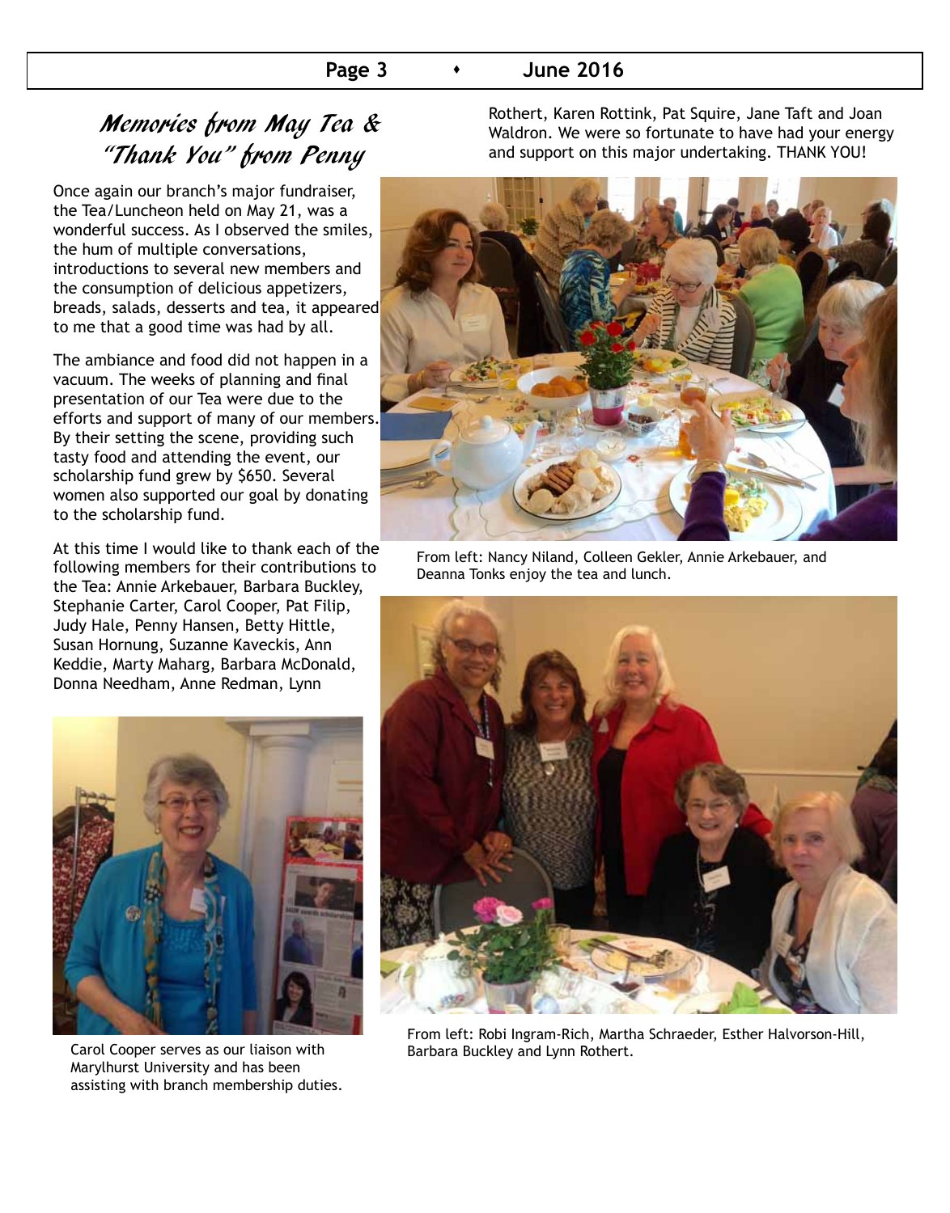## *Memories from May Tea & "Thank You" from Penny*

Once again our branch's major fundraiser, the Tea/Luncheon held on May 21, was a wonderful success. As I observed the smiles, the hum of multiple conversations, introductions to several new members and the consumption of delicious appetizers, breads, salads, desserts and tea, it appeared to me that a good time was had by all.

The ambiance and food did not happen in a vacuum. The weeks of planning and final presentation of our Tea were due to the efforts and support of many of our members. By their setting the scene, providing such tasty food and attending the event, our scholarship fund grew by $650. Several women also supported our goal by donating to the scholarship fund.

At this time I would like to thank each of the following members for their contributions to the Tea: Annie Arkebauer, Barbara Buckley, Stephanie Carter, Carol Cooper, Pat Filip, Judy Hale, Penny Hansen, Betty Hittle, Susan Hornung, Suzanne Kaveckis, Ann Keddie, Marty Maharg, Barbara McDonald, Donna Needham, Anne Redman, Lynn Rothert, Karen Rottink, Pat Squire, Jane Taft and Joan Waldron. We were so fortunate to have had your energy and support on this major undertaking. THANK YOU!

Carol Cooper serves as our liaison with Marylhurst University and has been assisting with branch membership duties.

From left: Nancy Niland, Colleen Gekler, Annie Arkebauer, and Deanna Tonks enjoy the tea and lunch.

From left: Robi Ingram-Rich, Martha Schraeder, Esther Halvorson-Hill, Barbara Buckley and Lynn Rothert.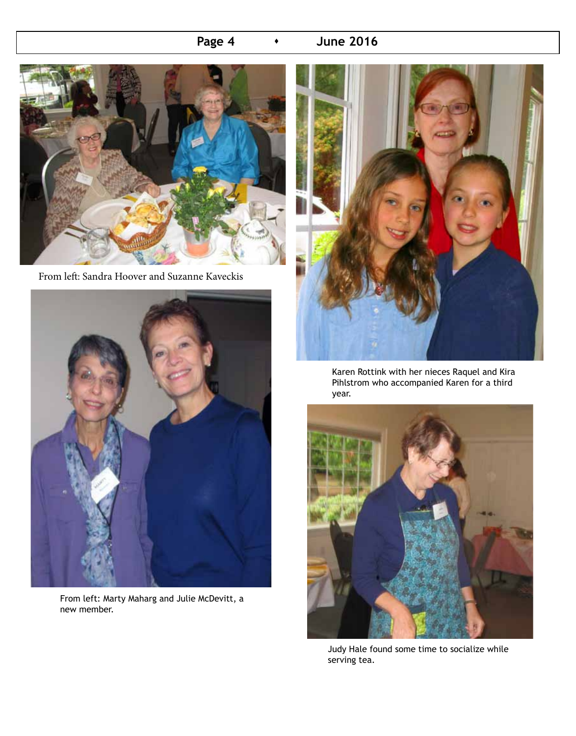From left: Sandra Hoover and Suzanne Kaveckis

From left: Marty Maharg and Julie McDevitt, a new member.

Karen Rottink with her nieces Raquel and Kira Pihlstrom who accompanied Karen for a third year.

Judy Hale found some time to socialize while serving tea.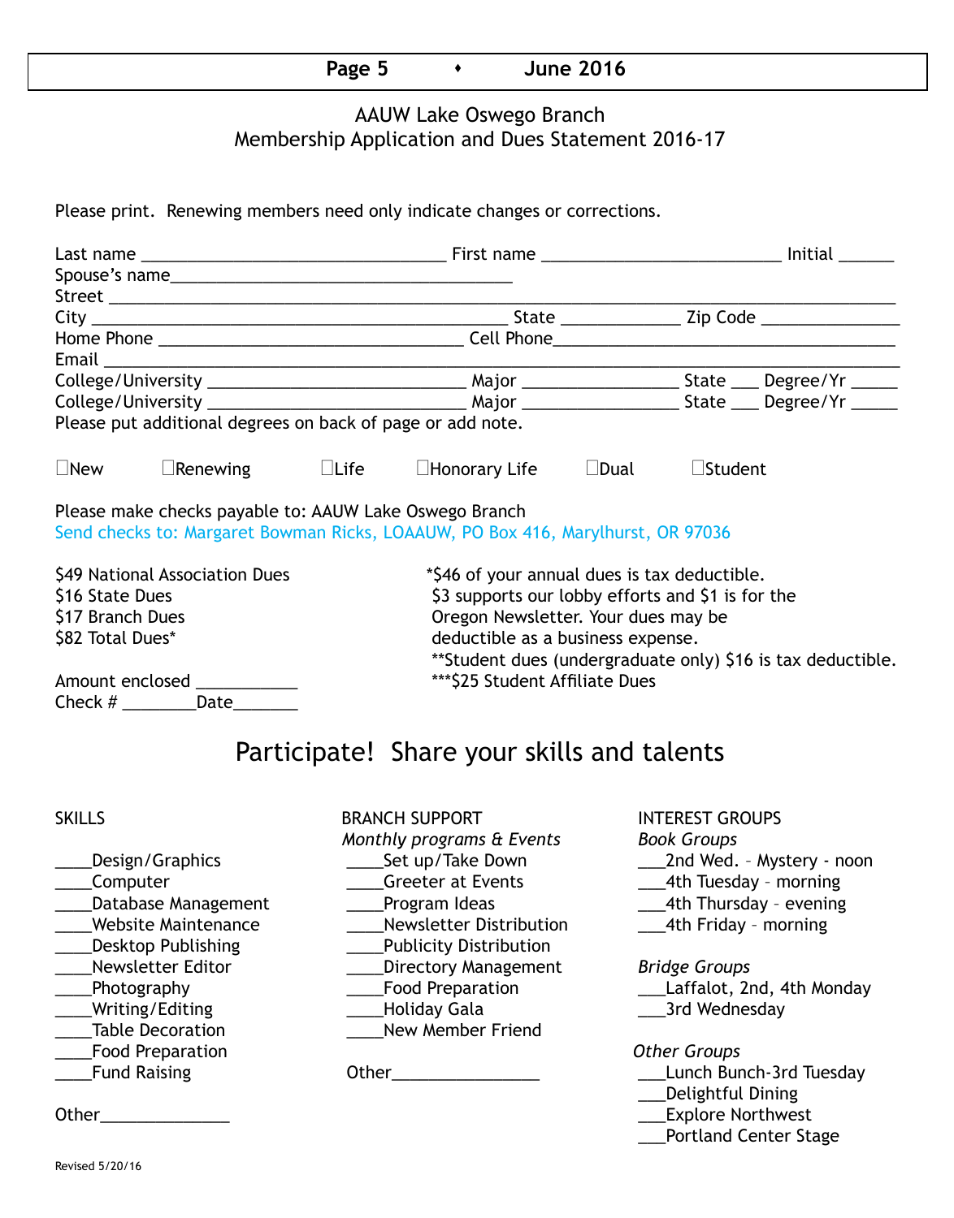## AAUW Lake Oswego Branch
## Membership Application and Dues Statement 2016-17

Please print. Renewing members need only indicate changes or corrections.

Last name _______________________________ First name ________________________ Initial ______
Spouse's name___________________________________
Street ________________________________________________________________________________
City ___________________________________________ State ____________ Zip Code ______________
Home Phone _______________________________ Cell Phone____________________________________
Email _________________________________________________________________________________
College/University ___________________________ Major ________________ State ___ Degree/Yr _____
College/University ___________________________ Major ________________ State ___ Degree/Yr _____
Please put additional degrees on back of page or add note.

☐New ☐Renewing ☐Life ☐Honorary Life ☐Dual ☐Student

Please make checks payable to: AAUW Lake Oswego Branch
Send checks to: Margaret Bowman Ricks, LOAAUW, PO Box 416, Marylhurst, OR 97036

$49 National Association Dues
$16 State Dues
$17 Branch Dues
$82 Total Dues*

Amount enclosed ___________
Check # ________Date_______

*$46 of your annual dues is tax deductible. $3 supports our lobby efforts and $1 is for the Oregon Newsletter. Your dues may be deductible as a business expense.
**Student dues (undergraduate only) $16 is tax deductible.
***$25 Student Affiliate Dues

## Participate! Share your skills and talents

SKILLS

____Design/Graphics
____Computer
____Database Management
____Website Maintenance
____Desktop Publishing
____Newsletter Editor
____Photography
____Writing/Editing
____Table Decoration
____Food Preparation
____Fund Raising

Other______________

BRANCH SUPPORT

*Monthly programs & Events*

____Set up/Take Down
____Greeter at Events
____Program Ideas
____Newsletter Distribution
____Publicity Distribution
____Directory Management
____Food Preparation
____Holiday Gala
____New Member Friend

Other________________

INTEREST GROUPS

*Book Groups*

___2nd Wed. - Mystery - noon
___4th Tuesday – morning
___4th Thursday – evening
___4th Friday – morning

*Bridge Groups*

___Laffalot, 2nd, 4th Monday
___3rd Wednesday

*Other Groups*

___Lunch Bunch-3rd Tuesday
___Delightful Dining
___Explore Northwest
___Portland Center Stage

Revised 5/20/16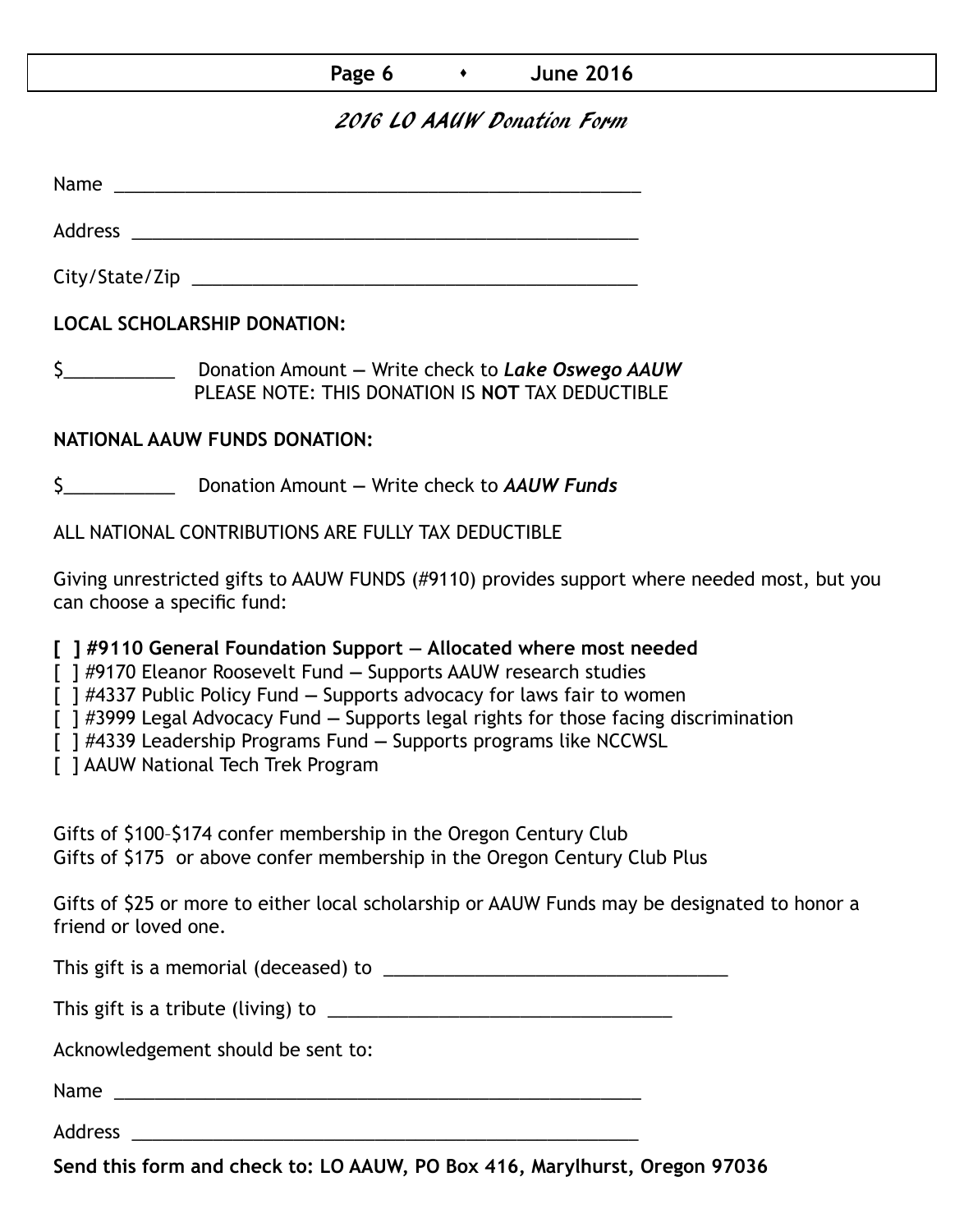## *2016 LO AAUW Donation Form*

Name ____________________________________________________

Address __________________________________________________

City/State/Zip _____________________________________________

**LOCAL SCHOLARSHIP DONATION:**

$___________ Donation Amount — Write check to ***Lake Oswego AAUW***
PLEASE NOTE: THIS DONATION IS **NOT** TAX DEDUCTIBLE

**NATIONAL AAUW FUNDS DONATION:**

$___________ Donation Amount — Write check to ***AAUW Funds***

ALL NATIONAL CONTRIBUTIONS ARE FULLY TAX DEDUCTIBLE

Giving unrestricted gifts to AAUW FUNDS (#9110) provides support where needed most, but you can choose a specific fund:

**[ ] #9110 General Foundation Support — Allocated where most needed**
[ ] #9170 Eleanor Roosevelt Fund — Supports AAUW research studies
[ ] #4337 Public Policy Fund — Supports advocacy for laws fair to women
[ ] #3999 Legal Advocacy Fund — Supports legal rights for those facing discrimination
[ ] #4339 Leadership Programs Fund — Supports programs like NCCWSL
[ ] AAUW National Tech Trek Program

Gifts of $100–$174 confer membership in the Oregon Century Club
Gifts of $175 or above confer membership in the Oregon Century Club Plus

Gifts of $25 or more to either local scholarship or AAUW Funds may be designated to honor a friend or loved one.

This gift is a memorial (deceased) to ___________________________________

This gift is a tribute (living) to ___________________________________

Acknowledgement should be sent to:

Name ____________________________________________________

Address __________________________________________________

**Send this form and check to: LO AAUW, PO Box 416, Marylhurst, Oregon 97036**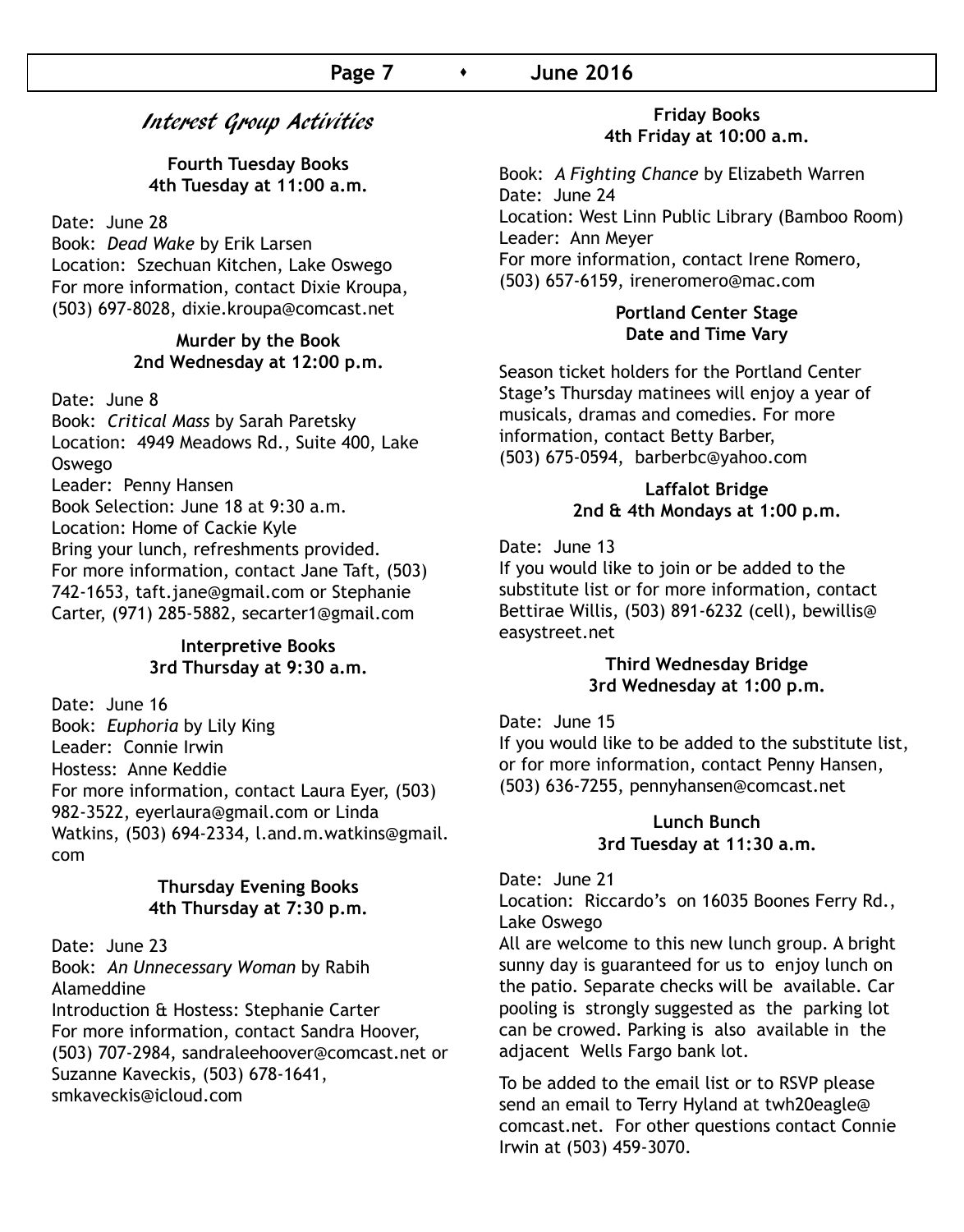# *Interest Group Activities*

### Fourth Tuesday Books
**4th Tuesday at 11:00 a.m.**

Date: June 28
Book: *Dead Wake* by Erik Larsen
Location: Szechuan Kitchen, Lake Oswego
For more information, contact Dixie Kroupa, (503) 697-8028, dixie.kroupa@comcast.net

### Murder by the Book
**2nd Wednesday at 12:00 p.m.**

Date: June 8
Book: *Critical Mass* by Sarah Paretsky
Location: 4949 Meadows Rd., Suite 400, Lake Oswego
Leader: Penny Hansen
Book Selection: June 18 at 9:30 a.m.
Location: Home of Cackie Kyle
Bring your lunch, refreshments provided.
For more information, contact Jane Taft, (503) 742-1653, taft.jane@gmail.com or Stephanie Carter, (971) 285-5882, secarter1@gmail.com

### Interpretive Books
**3rd Thursday at 9:30 a.m.**

Date: June 16
Book: *Euphoria* by Lily King
Leader: Connie Irwin
Hostess: Anne Keddie
For more information, contact Laura Eyer, (503) 982-3522, eyerlaura@gmail.com or Linda Watkins, (503) 694-2334, l.and.m.watkins@gmail.com

### Thursday Evening Books
**4th Thursday at 7:30 p.m.**

Date: June 23
Book: *An Unnecessary Woman* by Rabih Alameddine
Introduction & Hostess: Stephanie Carter
For more information, contact Sandra Hoover, (503) 707-2984, sandraleehoover@comcast.net or Suzanne Kaveckis, (503) 678-1641, smkaveckis@icloud.com

### Friday Books
**4th Friday at 10:00 a.m.**

Book: *A Fighting Chance* by Elizabeth Warren
Date: June 24
Location: West Linn Public Library (Bamboo Room)
Leader: Ann Meyer
For more information, contact Irene Romero, (503) 657-6159, ireneromero@mac.com

### Portland Center Stage
**Date and Time Vary**

Season ticket holders for the Portland Center Stage's Thursday matinees will enjoy a year of musicals, dramas and comedies. For more information, contact Betty Barber, (503) 675-0594, barberbc@yahoo.com

### Laffalot Bridge
**2nd & 4th Mondays at 1:00 p.m.**

Date: June 13
If you would like to join or be added to the substitute list or for more information, contact Bettirae Willis, (503) 891-6232 (cell), bewillis@easystreet.net

### Third Wednesday Bridge
**3rd Wednesday at 1:00 p.m.**

Date: June 15
If you would like to be added to the substitute list, or for more information, contact Penny Hansen, (503) 636-7255, pennyhansen@comcast.net

### Lunch Bunch
**3rd Tuesday at 11:30 a.m.**

Date: June 21
Location: Riccardo's on 16035 Boones Ferry Rd., Lake Oswego
All are welcome to this new lunch group. A bright sunny day is guaranteed for us to enjoy lunch on the patio. Separate checks will be available. Car pooling is strongly suggested as the parking lot can be crowed. Parking is also available in the adjacent Wells Fargo bank lot.

To be added to the email list or to RSVP please send an email to Terry Hyland at twh20eagle@comcast.net. For other questions contact Connie Irwin at (503) 459-3070.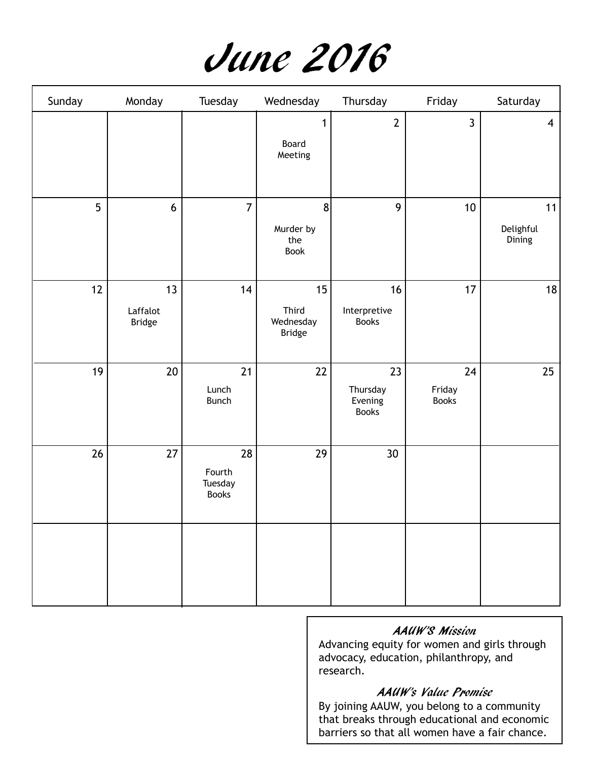# June 2016

| Sunday | Monday | Tuesday | Wednesday | Thursday | Friday | Saturday |
|---|---|---|---|---|---|---|
| | | | 1 Board Meeting | 2 | 3 | 4 |
| 5 | 6 | 7 | 8 Murder by the Book | 9 | 10 | 11 Delighful Dining |
| 12 | 13 Laffalot Bridge | 14 | 15 Third Wednesday Bridge | 16 Interpretive Books | 17 | 18 |
| 19 | 20 | 21 Lunch Bunch | 22 | 23 Thursday Evening Books | 24 Friday Books | 25 |
| 26 | 27 | 28 Fourth Tuesday Books | 29 | 30 | | |
| | | | | | | |

***AAUW'S Mission***

Advancing equity for women and girls through advocacy, education, philanthropy, and research.

***AAUW's Value Promise***

By joining AAUW, you belong to a community that breaks through educational and economic barriers so that all women have a fair chance.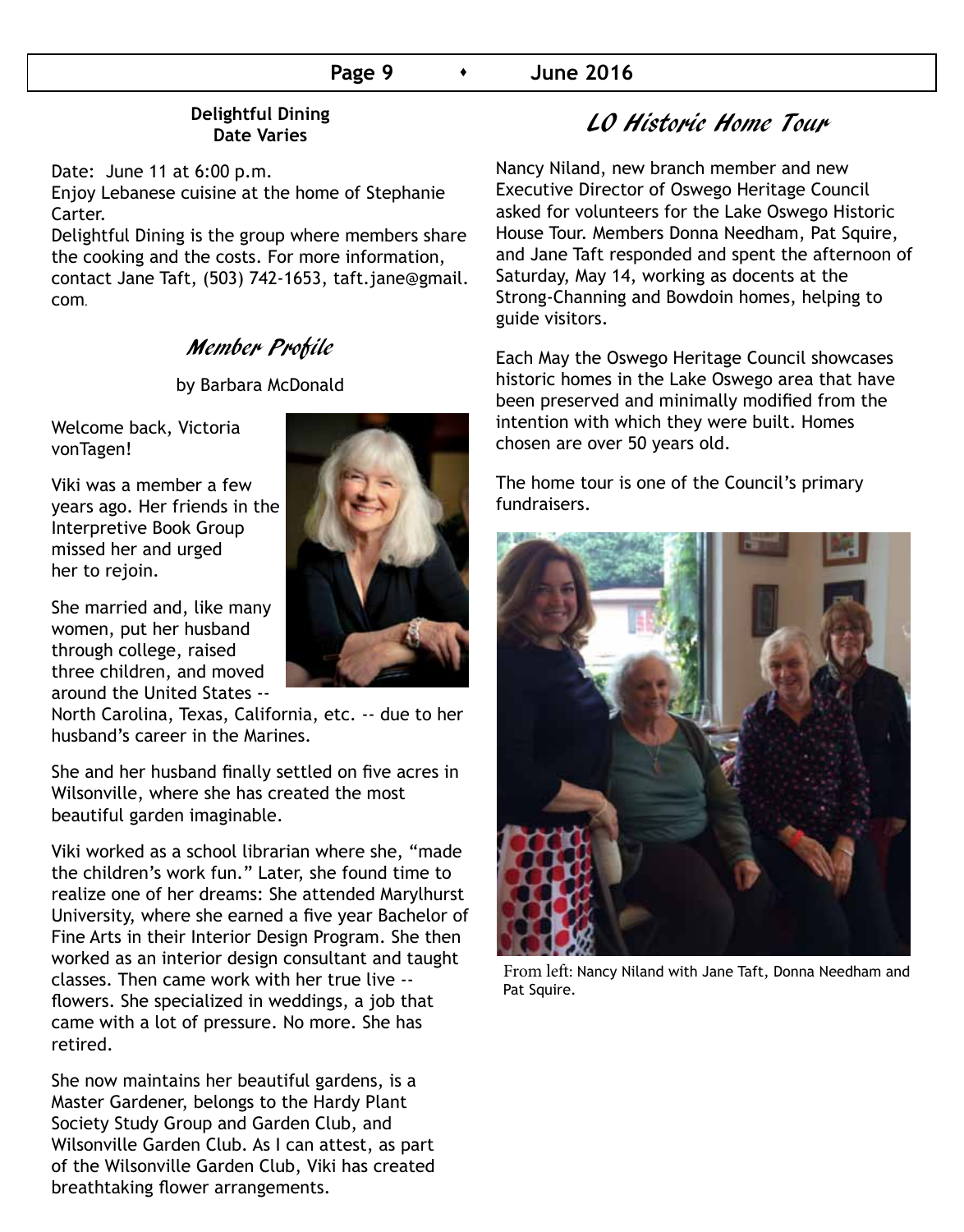**Delightful Dining**
**Date Varies**

Date: June 11 at 6:00 p.m.
Enjoy Lebanese cuisine at the home of Stephanie Carter.
Delightful Dining is the group where members share the cooking and the costs. For more information, contact Jane Taft, (503) 742-1653, taft.jane@gmail.com.

## *Member Profile*

by Barbara McDonald

Welcome back, Victoria vonTagen!

Viki was a member a few years ago. Her friends in the Interpretive Book Group missed her and urged her to rejoin.

She married and, like many women, put her husband through college, raised three children, and moved around the United States -- North Carolina, Texas, California, etc. -- due to her husband's career in the Marines.

She and her husband finally settled on five acres in Wilsonville, where she has created the most beautiful garden imaginable.

Viki worked as a school librarian where she, "made the children's work fun." Later, she found time to realize one of her dreams: She attended Marylhurst University, where she earned a five year Bachelor of Fine Arts in their Interior Design Program. She then worked as an interior design consultant and taught classes. Then came work with her true live -- flowers. She specialized in weddings, a job that came with a lot of pressure. No more. She has retired.

She now maintains her beautiful gardens, is a Master Gardener, belongs to the Hardy Plant Society Study Group and Garden Club, and Wilsonville Garden Club. As I can attest, as part of the Wilsonville Garden Club, Viki has created breathtaking flower arrangements.

## *LO Historic Home Tour*

Nancy Niland, new branch member and new Executive Director of Oswego Heritage Council asked for volunteers for the Lake Oswego Historic House Tour. Members Donna Needham, Pat Squire, and Jane Taft responded and spent the afternoon of Saturday, May 14, working as docents at the Strong-Channing and Bowdoin homes, helping to guide visitors.

Each May the Oswego Heritage Council showcases historic homes in the Lake Oswego area that have been preserved and minimally modified from the intention with which they were built. Homes chosen are over 50 years old.

The home tour is one of the Council's primary fundraisers.

From left: Nancy Niland with Jane Taft, Donna Needham and Pat Squire.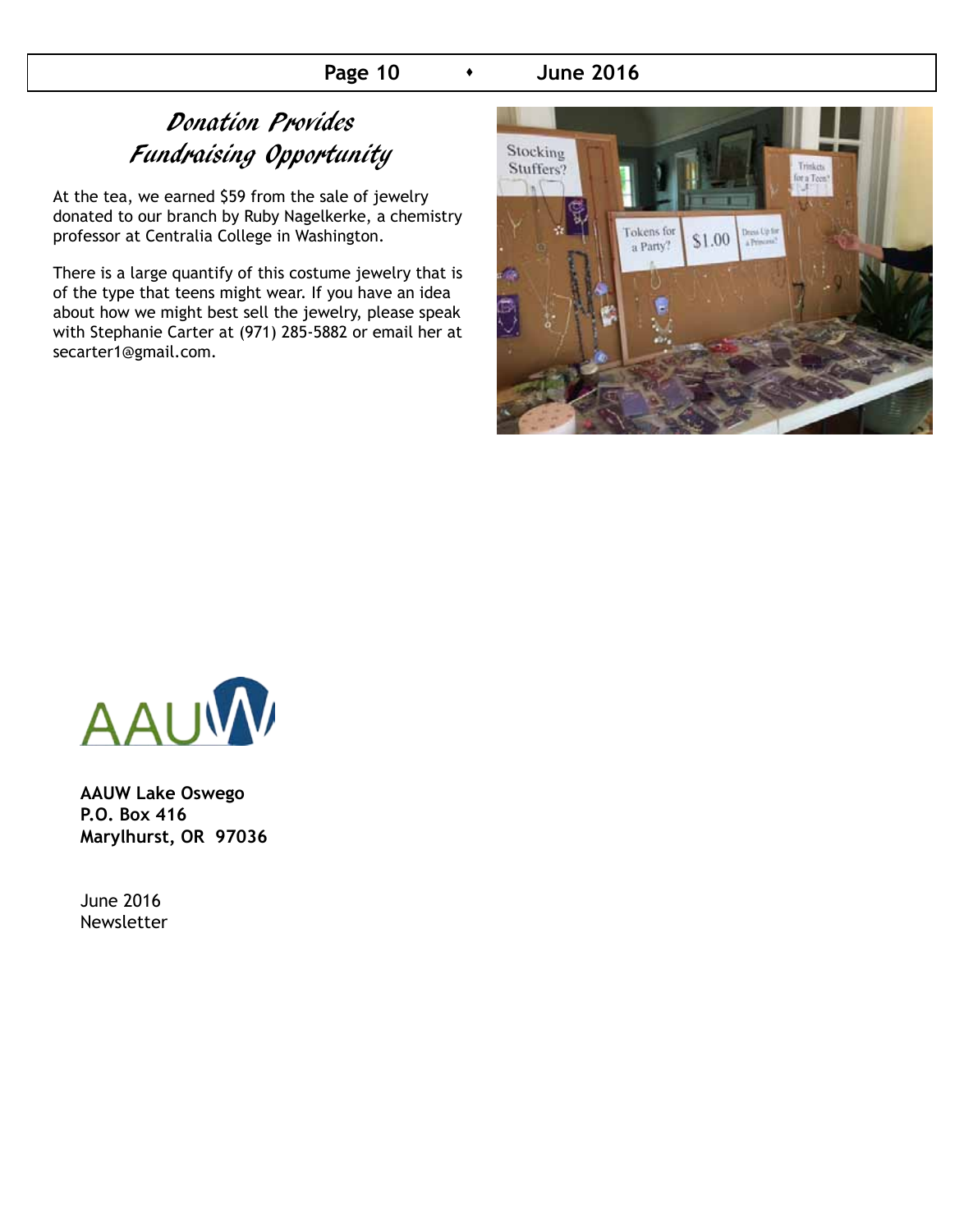# Donation Provides Fundraising Opportunity

At the tea, we earned $59 from the sale of jewelry donated to our branch by Ruby Nagelkerke, a chemistry professor at Centralia College in Washington.

There is a large quantify of this costume jewelry that is of the type that teens might wear. If you have an idea about how we might best sell the jewelry, please speak with Stephanie Carter at (971) 285-5882 or email her at secarter1@gmail.com.

**AAUW Lake Oswego**
**P.O. Box 416**
**Marylhurst, OR 97036**

June 2016
Newsletter